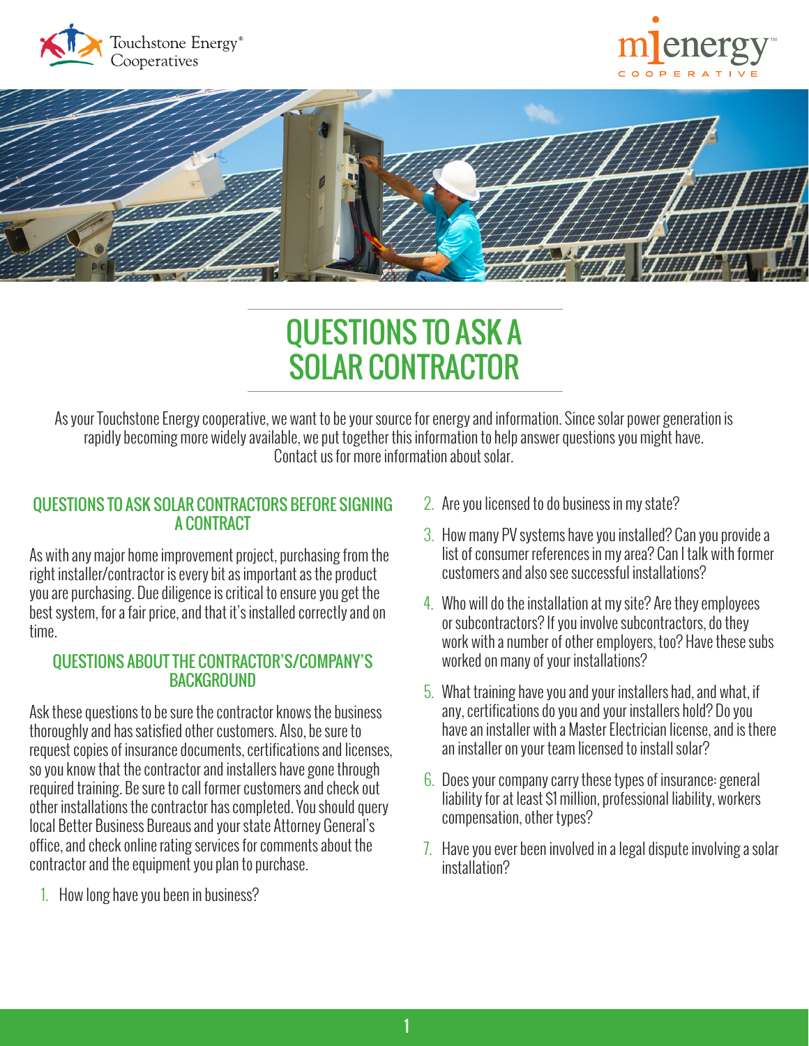# QUESTIONS TO ASK A SOLAR CONTRACTOR

As your Touchstone Energy cooperative, we want to be your source for energy and information. Since solar power generation is rapidly becoming more widely available, we put together this information to help answer questions you might have. Contact us for more information about solar.

## QUESTIONS TO ASK SOLAR CONTRACTORS BEFORE SIGNING A CONTRACT

As with any major home improvement project, purchasing from the right installer/contractor is every bit as important as the product you are purchasing. Due diligence is critical to ensure you get the best system, for a fair price, and that it's installed correctly and on time.

### QUESTIONS ABOUT THE CONTRACTOR'S/COMPANY'S BACKGROUND

Ask these questions to be sure the contractor knows the business thoroughly and has satisfied other customers. Also, be sure to request copies of insurance documents, certifications and licenses, so you know that the contractor and installers have gone through required training. Be sure to call former customers and check out other installations the contractor has completed. You should query local Better Business Bureaus and your state Attorney General's office, and check online rating services for comments about the contractor and the equipment you plan to purchase.

1. How long have you been in business?
2. Are you licensed to do business in my state?
3. How many PV systems have you installed? Can you provide a list of consumer references in my area? Can I talk with former customers and also see successful installations?
4. Who will do the installation at my site? Are they employees or subcontractors? If you involve subcontractors, do they work with a number of other employers, too? Have these subs worked on many of your installations?
5. What training have you and your installers had, and what, if any, certifications do you and your installers hold? Do you have an installer with a Master Electrician license, and is there an installer on your team licensed to install solar?
6. Does your company carry these types of insurance: general liability for at least $1 million, professional liability, workers compensation, other types?
7. Have you ever been involved in a legal dispute involving a solar installation?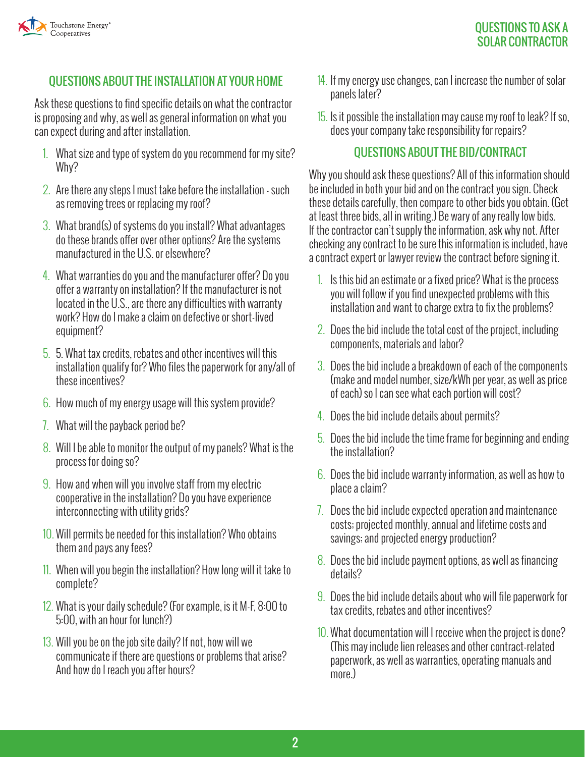## QUESTIONS ABOUT THE INSTALLATION AT YOUR HOME

Ask these questions to find specific details on what the contractor is proposing and why, as well as general information on what you can expect during and after installation.

1. What size and type of system do you recommend for my site? Why?
2. Are there any steps I must take before the installation - such as removing trees or replacing my roof?
3. What brand(s) of systems do you install? What advantages do these brands offer over other options? Are the systems manufactured in the U.S. or elsewhere?
4. What warranties do you and the manufacturer offer? Do you offer a warranty on installation? If the manufacturer is not located in the U.S., are there any difficulties with warranty work? How do I make a claim on defective or short-lived equipment?
5. 5. What tax credits, rebates and other incentives will this installation qualify for? Who files the paperwork for any/all of these incentives?
6. How much of my energy usage will this system provide?
7. What will the payback period be?
8. Will I be able to monitor the output of my panels? What is the process for doing so?
9. How and when will you involve staff from my electric cooperative in the installation? Do you have experience interconnecting with utility grids?
10. Will permits be needed for this installation? Who obtains them and pays any fees?
11. When will you begin the installation? How long will it take to complete?
12. What is your daily schedule? (For example, is it M-F, 8:00 to 5:00, with an hour for lunch?)
13. Will you be on the job site daily? If not, how will we communicate if there are questions or problems that arise? And how do I reach you after hours?
14. If my energy use changes, can I increase the number of solar panels later?
15. Is it possible the installation may cause my roof to leak? If so, does your company take responsibility for repairs?

## QUESTIONS ABOUT THE BID/CONTRACT

Why you should ask these questions? All of this information should be included in both your bid and on the contract you sign. Check these details carefully, then compare to other bids you obtain. (Get at least three bids, all in writing.) Be wary of any really low bids. If the contractor can't supply the information, ask why not. After checking any contract to be sure this information is included, have a contract expert or lawyer review the contract before signing it.

1. Is this bid an estimate or a fixed price? What is the process you will follow if you find unexpected problems with this installation and want to charge extra to fix the problems?
2. Does the bid include the total cost of the project, including components, materials and labor?
3. Does the bid include a breakdown of each of the components (make and model number, size/kWh per year, as well as price of each) so I can see what each portion will cost?
4. Does the bid include details about permits?
5. Does the bid include the time frame for beginning and ending the installation?
6. Does the bid include warranty information, as well as how to place a claim?
7. Does the bid include expected operation and maintenance costs; projected monthly, annual and lifetime costs and savings; and projected energy production?
8. Does the bid include payment options, as well as financing details?
9. Does the bid include details about who will file paperwork for tax credits, rebates and other incentives?
10. What documentation will I receive when the project is done? (This may include lien releases and other contract-related paperwork, as well as warranties, operating manuals and more.)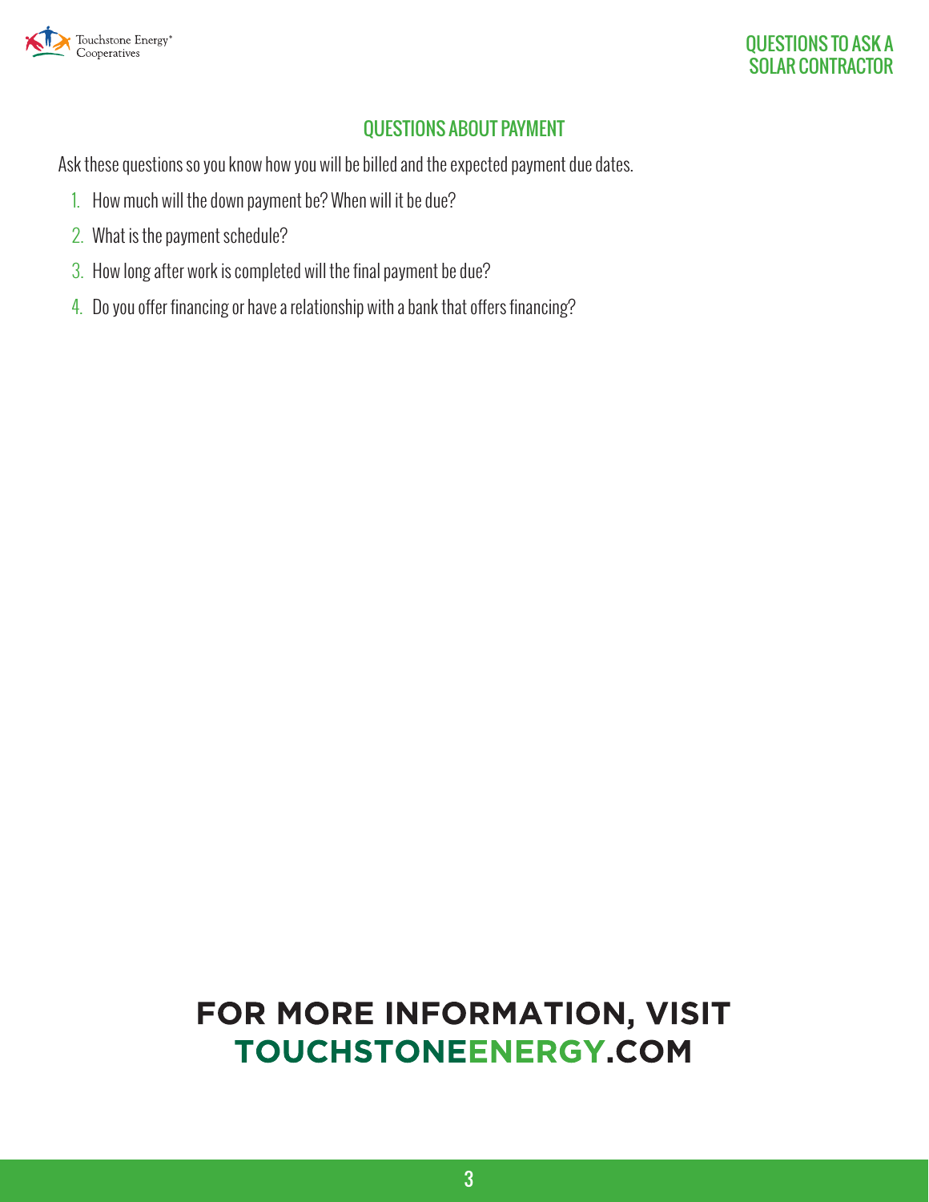## QUESTIONS ABOUT PAYMENT

Ask these questions so you know how you will be billed and the expected payment due dates.

1. How much will the down payment be? When will it be due?
2. What is the payment schedule?
3. How long after work is completed will the final payment be due?
4. Do you offer financing or have a relationship with a bank that offers financing?

**FOR MORE INFORMATION, VISIT TOUCHSTONEENERGY.COM**